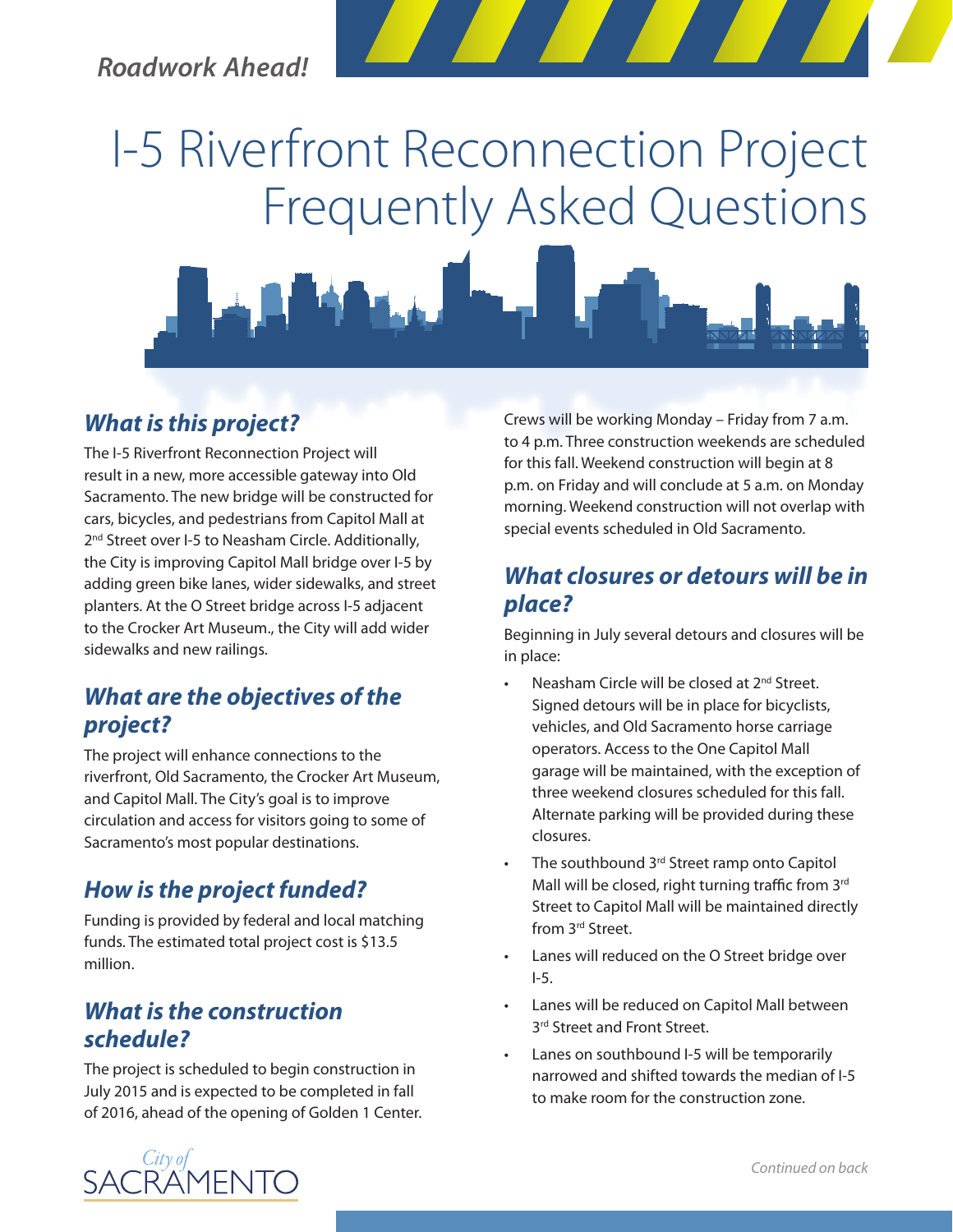*Roadwork Ahead!*

# I-5 Riverfront Reconnection Project Frequently Asked Questions

## *What is this project?*

The I-5 Riverfront Reconnection Project will result in a new, more accessible gateway into Old Sacramento. The new bridge will be constructed for cars, bicycles, and pedestrians from Capitol Mall at 2nd Street over I-5 to Neasham Circle. Additionally, the City is improving Capitol Mall bridge over I-5 by adding green bike lanes, wider sidewalks, and street planters. At the O Street bridge across I-5 adjacent to the Crocker Art Museum., the City will add wider sidewalks and new railings.

## *What are the objectives of the project?*

The project will enhance connections to the riverfront, Old Sacramento, the Crocker Art Museum, and Capitol Mall. The City's goal is to improve circulation and access for visitors going to some of Sacramento's most popular destinations.

## *How is the project funded?*

Funding is provided by federal and local matching funds. The estimated total project cost is $13.5 million.

## *What is the construction schedule?*

The project is scheduled to begin construction in July 2015 and is expected to be completed in fall of 2016, ahead of the opening of Golden 1 Center.

Crews will be working Monday – Friday from 7 a.m. to 4 p.m. Three construction weekends are scheduled for this fall. Weekend construction will begin at 8 p.m. on Friday and will conclude at 5 a.m. on Monday morning. Weekend construction will not overlap with special events scheduled in Old Sacramento.

## *What closures or detours will be in place?*

Beginning in July several detours and closures will be in place:

- Neasham Circle will be closed at 2nd Street. Signed detours will be in place for bicyclists, vehicles, and Old Sacramento horse carriage operators. Access to the One Capitol Mall garage will be maintained, with the exception of three weekend closures scheduled for this fall. Alternate parking will be provided during these closures.
- The southbound 3rd Street ramp onto Capitol Mall will be closed, right turning traffic from 3rd Street to Capitol Mall will be maintained directly from 3rd Street.
- Lanes will reduced on the O Street bridge over I-5.
- Lanes will be reduced on Capitol Mall between 3rd Street and Front Street.
- Lanes on southbound I-5 will be temporarily narrowed and shifted towards the median of I-5 to make room for the construction zone.

City of SACRAMENTO

*Continued on back*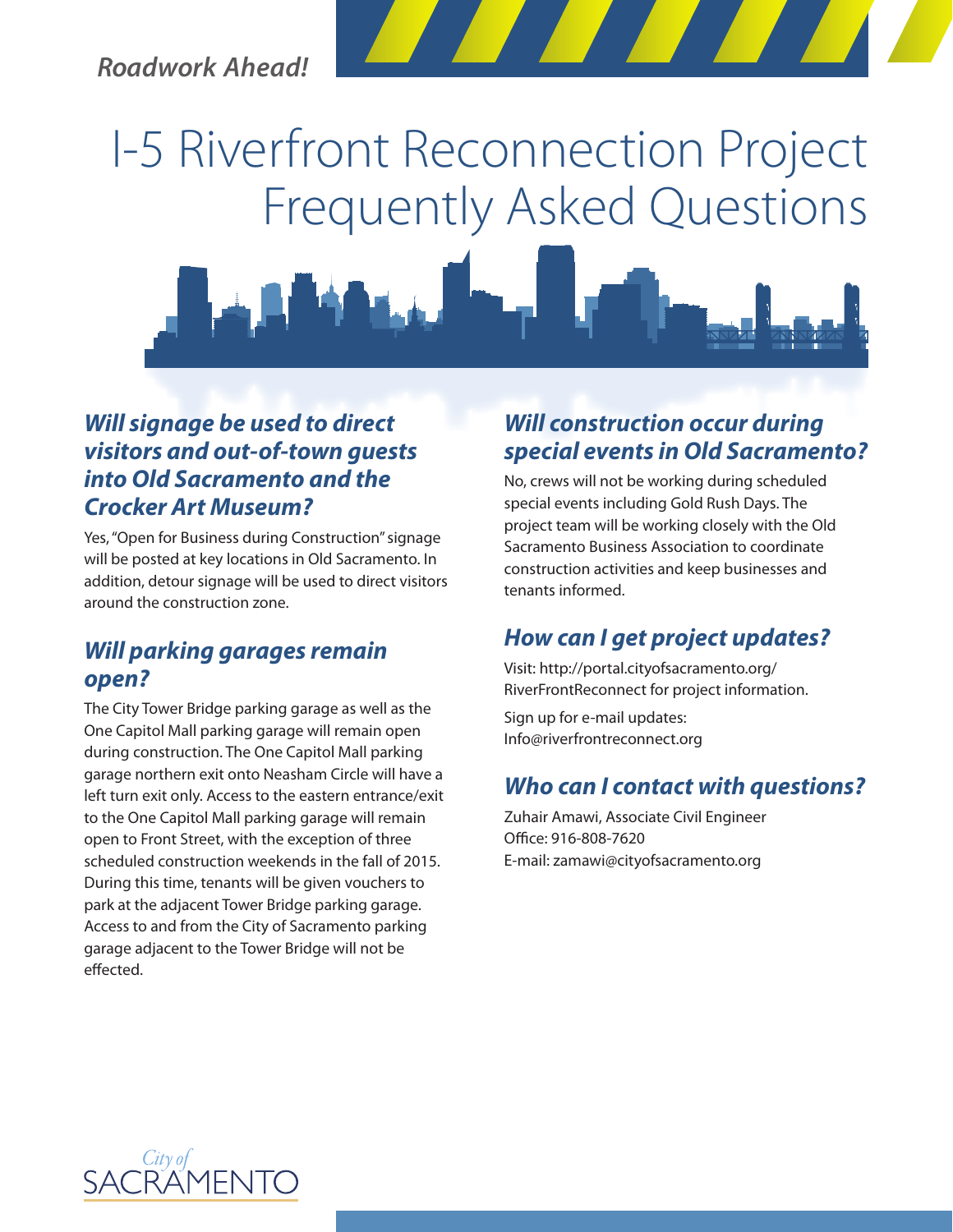*Roadwork Ahead!*

# I-5 Riverfront Reconnection Project Frequently Asked Questions

### *Will signage be used to direct visitors and out-of-town guests into Old Sacramento and the Crocker Art Museum?*

Yes, "Open for Business during Construction" signage will be posted at key locations in Old Sacramento. In addition, detour signage will be used to direct visitors around the construction zone.

### *Will parking garages remain open?*

The City Tower Bridge parking garage as well as the One Capitol Mall parking garage will remain open during construction. The One Capitol Mall parking garage northern exit onto Neasham Circle will have a left turn exit only. Access to the eastern entrance/exit to the One Capitol Mall parking garage will remain open to Front Street, with the exception of three scheduled construction weekends in the fall of 2015. During this time, tenants will be given vouchers to park at the adjacent Tower Bridge parking garage. Access to and from the City of Sacramento parking garage adjacent to the Tower Bridge will not be effected.

### *Will construction occur during special events in Old Sacramento?*

No, crews will not be working during scheduled special events including Gold Rush Days. The project team will be working closely with the Old Sacramento Business Association to coordinate construction activities and keep businesses and tenants informed.

### *How can I get project updates?*

Visit: http://portal.cityofsacramento.org/RiverFrontReconnect for project information.

Sign up for e-mail updates: Info@riverfrontreconnect.org

### *Who can I contact with questions?*

Zuhair Amawi, Associate Civil Engineer
Office: 916-808-7620
E-mail: zamawi@cityofsacramento.org

City of SACRAMENTO